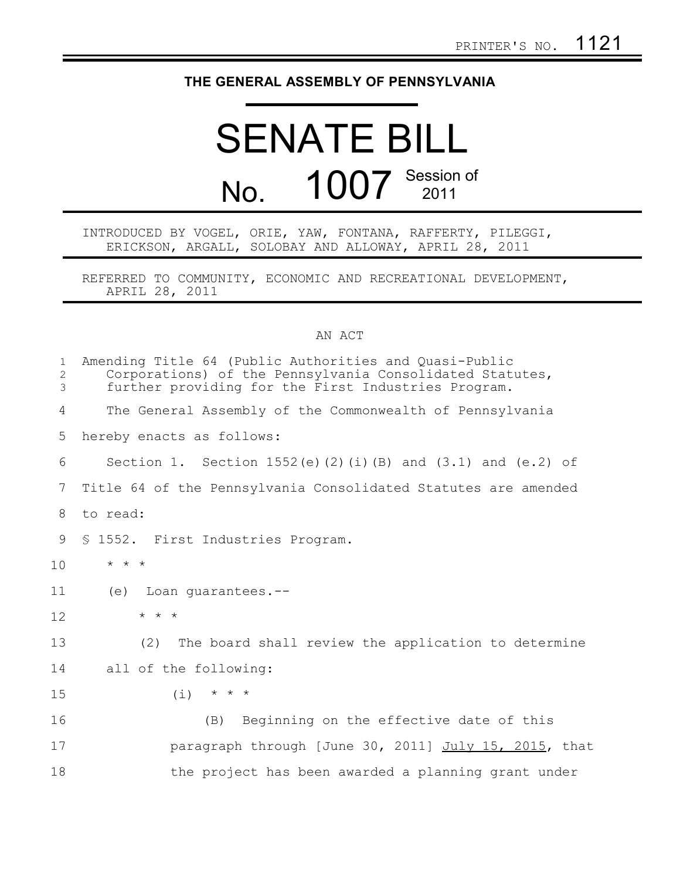PRINTER'S NO. 1121

**THE GENERAL ASSEMBLY OF PENNSYLVANIA**

# SENATE BILL

## No. 1007 Session of 2011

INTRODUCED BY VOGEL, ORIE, YAW, FONTANA, RAFFERTY, PILEGGI, ERICKSON, ARGALL, SOLOBAY AND ALLOWAY, APRIL 28, 2011

REFERRED TO COMMUNITY, ECONOMIC AND RECREATIONAL DEVELOPMENT, APRIL 28, 2011

AN ACT

Amending Title 64 (Public Authorities and Quasi-Public Corporations) of the Pennsylvania Consolidated Statutes, further providing for the First Industries Program.

The General Assembly of the Commonwealth of Pennsylvania hereby enacts as follows:

Section 1. Section 1552(e)(2)(i)(B) and (3.1) and (e.2) of Title 64 of the Pennsylvania Consolidated Statutes are amended to read:

§ 1552. First Industries Program.

* * *

(e) Loan guarantees.--

* * *

(2) The board shall review the application to determine all of the following:

(i) * * *

(B) Beginning on the effective date of this paragraph through [June 30, 2011] <u>July 15, 2015</u>, that the project has been awarded a planning grant under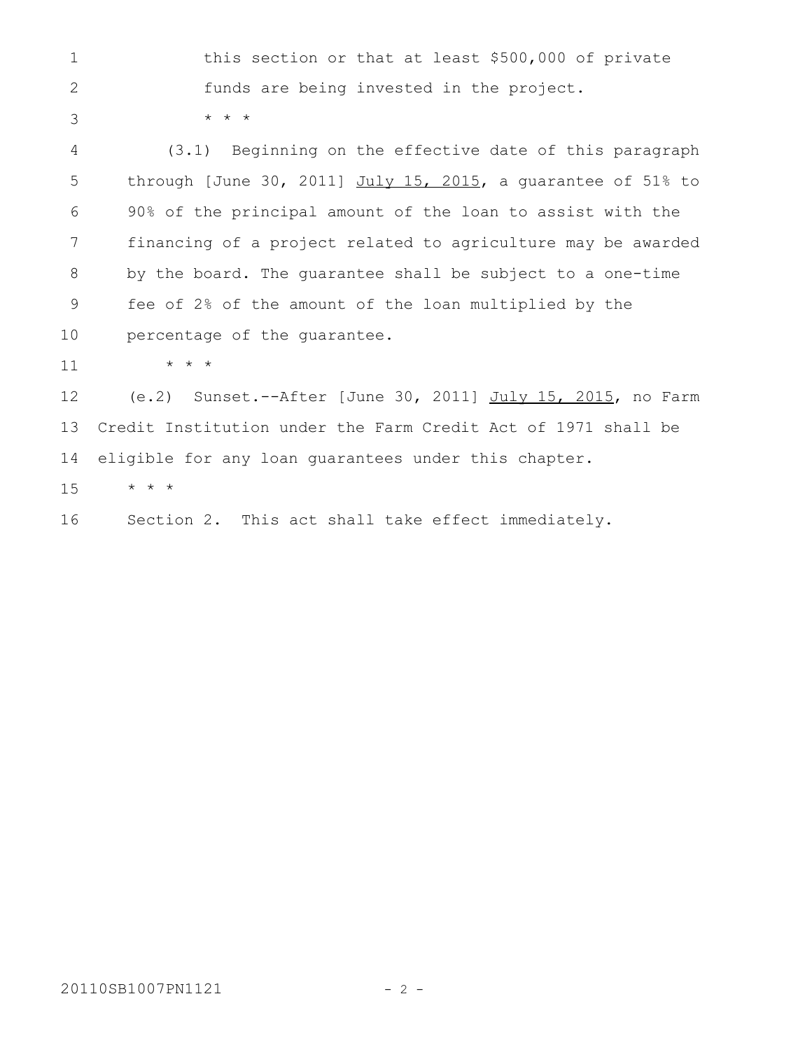this section or that at least $500,000 of private funds are being invested in the project.

\* \* \*

(3.1) Beginning on the effective date of this paragraph through [June 30, 2011] <u>July 15, 2015</u>, a guarantee of 51% to 90% of the principal amount of the loan to assist with the financing of a project related to agriculture may be awarded by the board. The guarantee shall be subject to a one-time fee of 2% of the amount of the loan multiplied by the percentage of the guarantee.

\* \* \*

(e.2) Sunset.--After [June 30, 2011] <u>July 15, 2015</u>, no Farm Credit Institution under the Farm Credit Act of 1971 shall be eligible for any loan guarantees under this chapter.

\* \* \*

Section 2. This act shall take effect immediately.